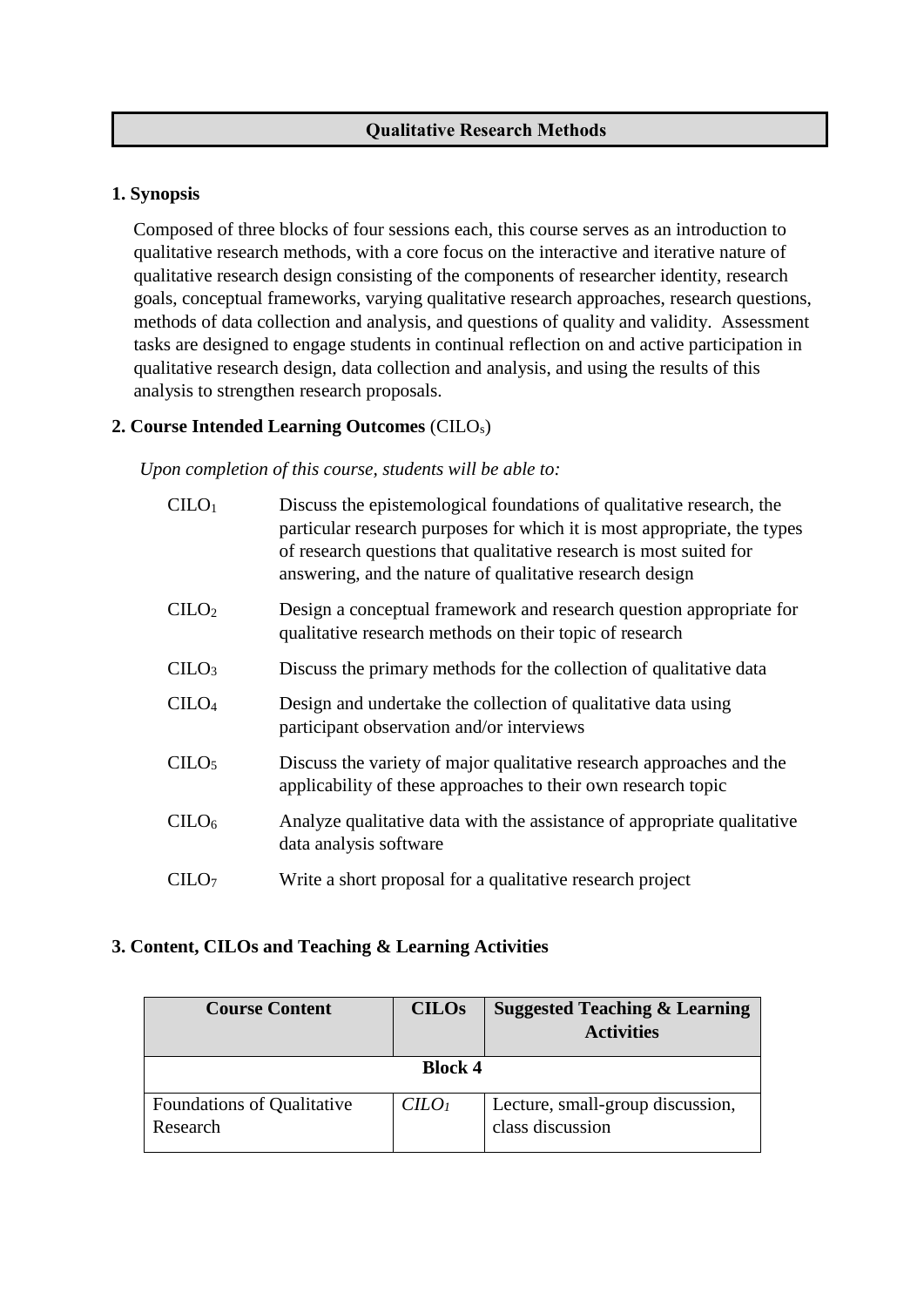# Qualitative Research Methods

## 1. Synopsis

Composed of three blocks of four sessions each, this course serves as an introduction to qualitative research methods, with a core focus on the interactive and iterative nature of qualitative research design consisting of the components of researcher identity, research goals, conceptual frameworks, varying qualitative research approaches, research questions, methods of data collection and analysis, and questions of quality and validity. Assessment tasks are designed to engage students in continual reflection on and active participation in qualitative research design, data collection and analysis, and using the results of this analysis to strengthen research proposals.

## 2. Course Intended Learning Outcomes (CILOs)

*Upon completion of this course, students will be able to:*

| | |
|---|---|
| $CILO_1$ | Discuss the epistemological foundations of qualitative research, the particular research purposes for which it is most appropriate, the types of research questions that qualitative research is most suited for answering, and the nature of qualitative research design |
| $CILO_2$ | Design a conceptual framework and research question appropriate for qualitative research methods on their topic of research |
| $CILO_3$ | Discuss the primary methods for the collection of qualitative data |
| $CILO_4$ | Design and undertake the collection of qualitative data using participant observation and/or interviews |
| $CILO_5$ | Discuss the variety of major qualitative research approaches and the applicability of these approaches to their own research topic |
| $CILO_6$ | Analyze qualitative data with the assistance of appropriate qualitative data analysis software |
| $CILO_7$ | Write a short proposal for a qualitative research project |

## 3. Content, CILOs and Teaching & Learning Activities

| Course Content | CILOs | Suggested Teaching & Learning Activities |
|---|---|---|
| **Block 4** | | |
| Foundations of Qualitative Research | *$CILO_1$* | Lecture, small-group discussion, class discussion |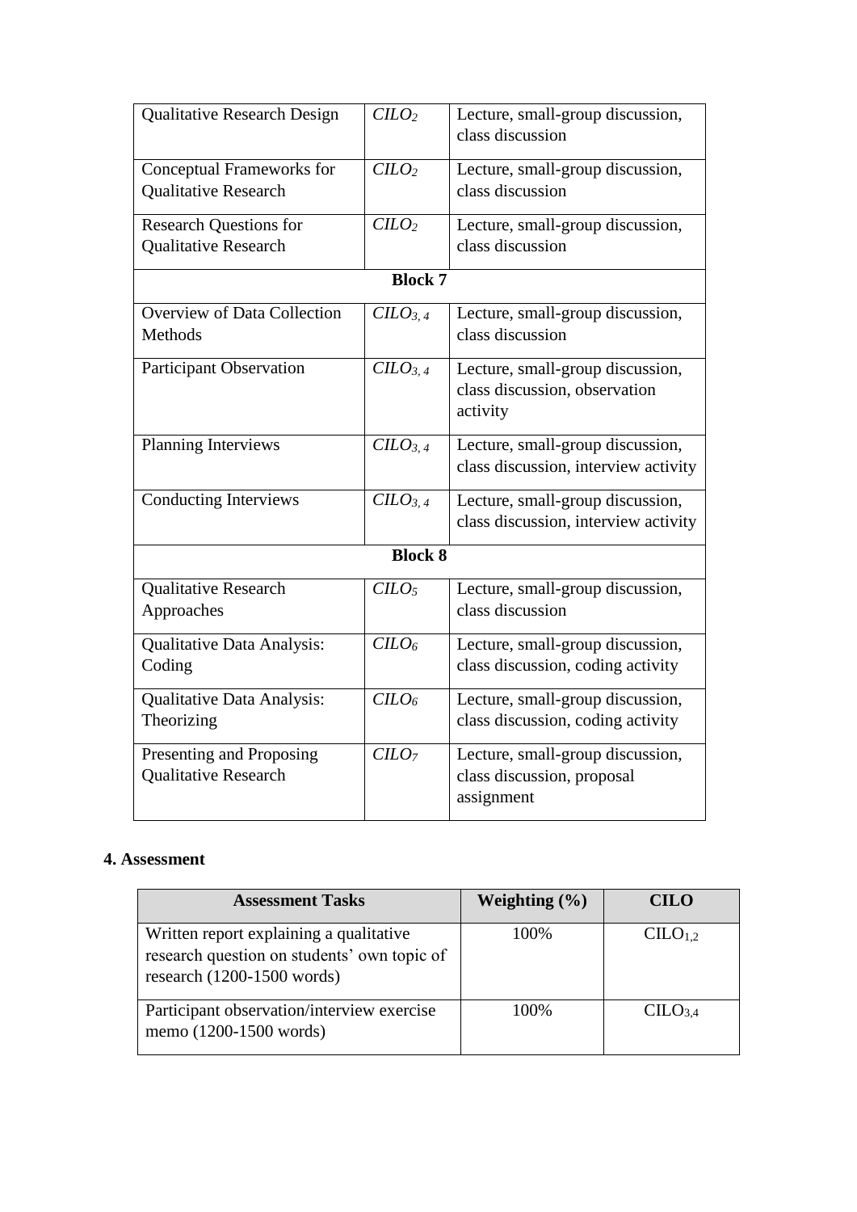| | | |
|---|---|---|
| Qualitative Research Design | $CILO_2$ | Lecture, small-group discussion, class discussion |
| Conceptual Frameworks for Qualitative Research | $CILO_2$ | Lecture, small-group discussion, class discussion |
| Research Questions for Qualitative Research | $CILO_2$ | Lecture, small-group discussion, class discussion |
| **Block 7** | | |
| Overview of Data Collection Methods | $CILO_{3,4}$ | Lecture, small-group discussion, class discussion |
| Participant Observation | $CILO_{3,4}$ | Lecture, small-group discussion, class discussion, observation activity |
| Planning Interviews | $CILO_{3,4}$ | Lecture, small-group discussion, class discussion, interview activity |
| Conducting Interviews | $CILO_{3,4}$ | Lecture, small-group discussion, class discussion, interview activity |
| **Block 8** | | |
| Qualitative Research Approaches | $CILO_5$ | Lecture, small-group discussion, class discussion |
| Qualitative Data Analysis: Coding | $CILO_6$ | Lecture, small-group discussion, class discussion, coding activity |
| Qualitative Data Analysis: Theorizing | $CILO_6$ | Lecture, small-group discussion, class discussion, coding activity |
| Presenting and Proposing Qualitative Research | $CILO_7$ | Lecture, small-group discussion, class discussion, proposal assignment |

### 4. Assessment

| Assessment Tasks | Weighting (%) | CILO |
|---|---|---|
| Written report explaining a qualitative research question on students' own topic of research (1200-1500 words) | 100% | $CILO_{1,2}$ |
| Participant observation/interview exercise memo (1200-1500 words) | 100% | $CILO_{3,4}$ |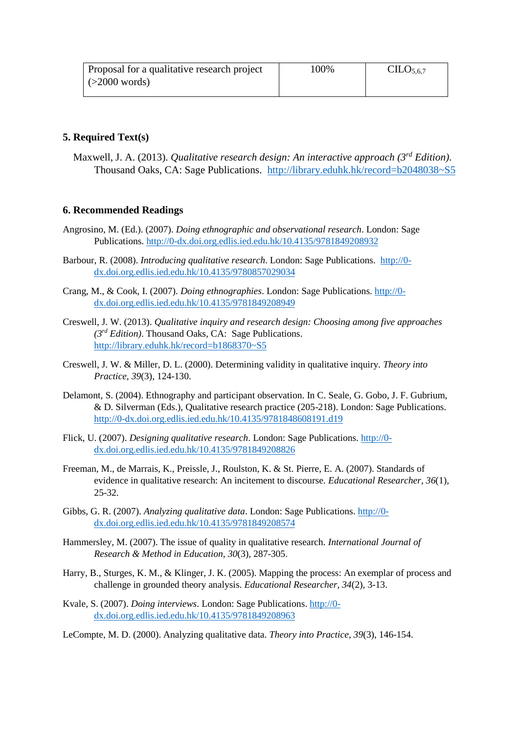| | | |
|---|---|---|
| Proposal for a qualitative research project (>2000 words) | 100% | $CILO_{5,6,7}$ |

## 5. Required Text(s)

Maxwell, J. A. (2013). *Qualitative research design: An interactive approach (3rd Edition)*. Thousand Oaks, CA: Sage Publications. http://library.eduhk.hk/record=b2048038~S5

## 6. Recommended Readings

Angrosino, M. (Ed.). (2007). *Doing ethnographic and observational research*. London: Sage Publications. http://0-dx.doi.org.edlis.ied.edu.hk/10.4135/9781849208932

Barbour, R. (2008). *Introducing qualitative research*. London: Sage Publications. http://0-dx.doi.org.edlis.ied.edu.hk/10.4135/9780857029034

Crang, M., & Cook, I. (2007). *Doing ethnographies*. London: Sage Publications. http://0-dx.doi.org.edlis.ied.edu.hk/10.4135/9781849208949

Creswell, J. W. (2013). *Qualitative inquiry and research design: Choosing among five approaches (3rd Edition)*. Thousand Oaks, CA: Sage Publications. http://library.eduhk.hk/record=b1868370~S5

Creswell, J. W. & Miller, D. L. (2000). Determining validity in qualitative inquiry. *Theory into Practice*, *39*(3), 124-130.

Delamont, S. (2004). Ethnography and participant observation. In C. Seale, G. Gobo, J. F. Gubrium, & D. Silverman (Eds.), Qualitative research practice (205-218). London: Sage Publications. http://0-dx.doi.org.edlis.ied.edu.hk/10.4135/9781848608191.d19

Flick, U. (2007). *Designing qualitative research*. London: Sage Publications. http://0-dx.doi.org.edlis.ied.edu.hk/10.4135/9781849208826

Freeman, M., de Marrais, K., Preissle, J., Roulston, K. & St. Pierre, E. A. (2007). Standards of evidence in qualitative research: An incitement to discourse. *Educational Researcher*, *36*(1), 25-32.

Gibbs, G. R. (2007). *Analyzing qualitative data*. London: Sage Publications. http://0-dx.doi.org.edlis.ied.edu.hk/10.4135/9781849208574

Hammersley, M. (2007). The issue of quality in qualitative research. *International Journal of Research & Method in Education*, *30*(3), 287-305.

Harry, B., Sturges, K. M., & Klinger, J. K. (2005). Mapping the process: An exemplar of process and challenge in grounded theory analysis. *Educational Researcher*, *34*(2), 3-13.

Kvale, S. (2007). *Doing interviews*. London: Sage Publications. http://0-dx.doi.org.edlis.ied.edu.hk/10.4135/9781849208963

LeCompte, M. D. (2000). Analyzing qualitative data. *Theory into Practice*, *39*(3), 146-154.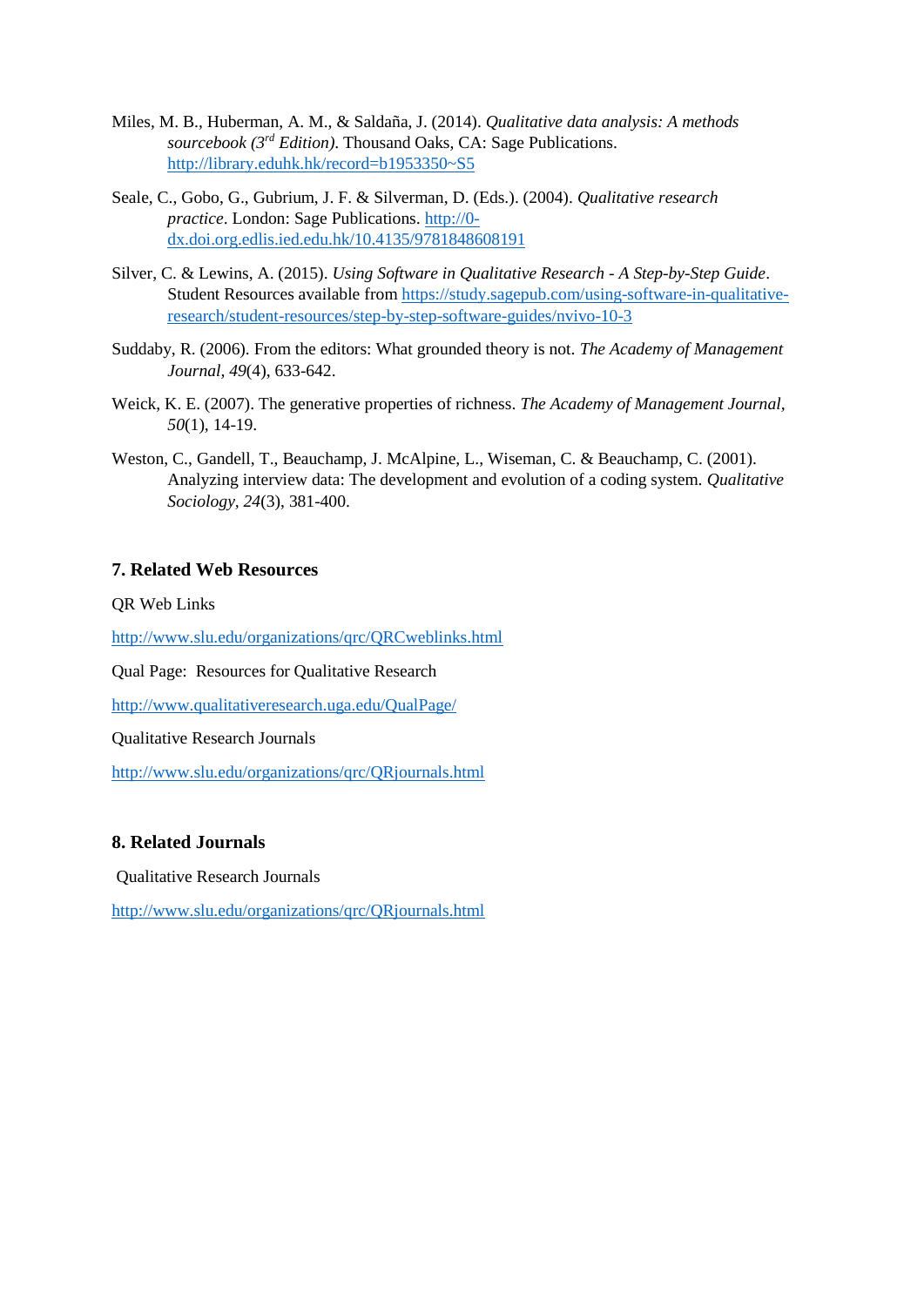Miles, M. B., Huberman, A. M., & Saldaña, J. (2014). *Qualitative data analysis: A methods sourcebook (3rd Edition)*. Thousand Oaks, CA: Sage Publications. http://library.eduhk.hk/record=b1953350~S5

Seale, C., Gobo, G., Gubrium, J. F. & Silverman, D. (Eds.). (2004). *Qualitative research practice*. London: Sage Publications. http://0-dx.doi.org.edlis.ied.edu.hk/10.4135/9781848608191

Silver, C. & Lewins, A. (2015). *Using Software in Qualitative Research - A Step-by-Step Guide*. Student Resources available from https://study.sagepub.com/using-software-in-qualitative-research/student-resources/step-by-step-software-guides/nvivo-10-3

Suddaby, R. (2006). From the editors: What grounded theory is not. *The Academy of Management Journal*, *49*(4), 633-642.

Weick, K. E. (2007). The generative properties of richness. *The Academy of Management Journal*, *50*(1), 14-19.

Weston, C., Gandell, T., Beauchamp, J. McAlpine, L., Wiseman, C. & Beauchamp, C. (2001). Analyzing interview data: The development and evolution of a coding system. *Qualitative Sociology*, *24*(3), 381-400.

## 7. Related Web Resources

QR Web Links

http://www.slu.edu/organizations/qrc/QRCweblinks.html

Qual Page: Resources for Qualitative Research

http://www.qualitativeresearch.uga.edu/QualPage/

Qualitative Research Journals

http://www.slu.edu/organizations/qrc/QRjournals.html

## 8. Related Journals

Qualitative Research Journals

http://www.slu.edu/organizations/qrc/QRjournals.html